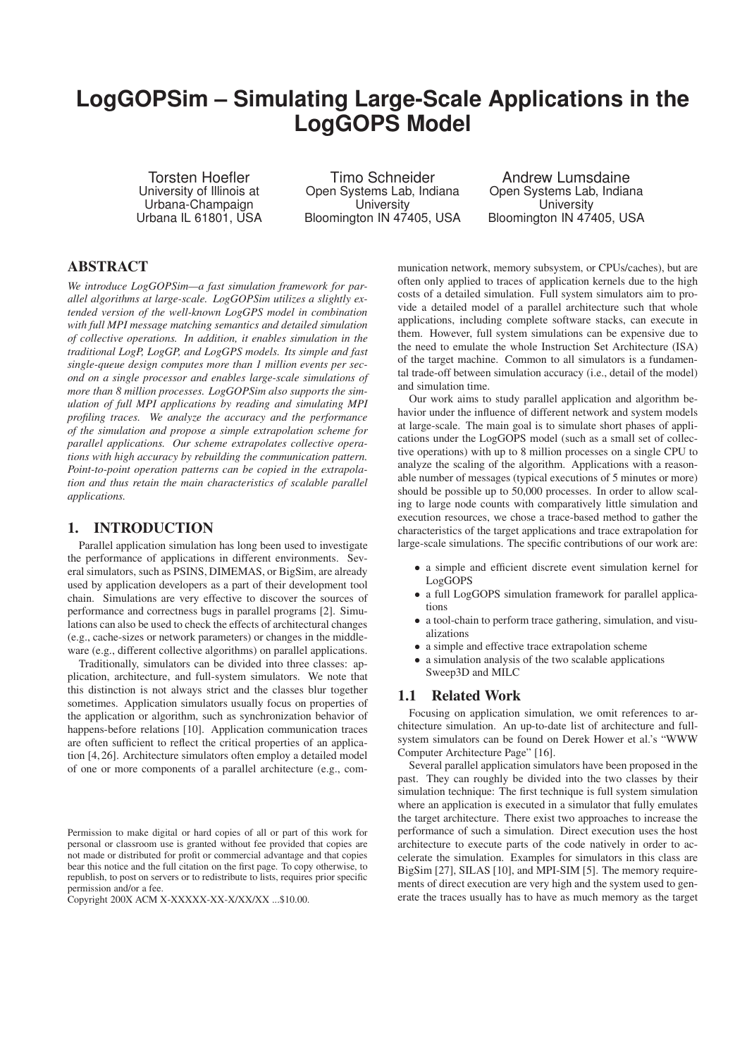# LogGOPSim – Simulating Large-Scale Applications in the LogGOPS Model

Torsten Hoefler
University of Illinois at Urbana-Champaign
Urbana IL 61801, USA

Timo Schneider
Open Systems Lab, Indiana University
Bloomington IN 47405, USA

Andrew Lumsdaine
Open Systems Lab, Indiana University
Bloomington IN 47405, USA

## ABSTRACT

*We introduce LogGOPSim—a fast simulation framework for parallel algorithms at large-scale. LogGOPSim utilizes a slightly extended version of the well-known LogGPS model in combination with full MPI message matching semantics and detailed simulation of collective operations. In addition, it enables simulation in the traditional LogP, LogGP, and LogGPS models. Its simple and fast single-queue design computes more than 1 million events per second on a single processor and enables large-scale simulations of more than 8 million processes. LogGOPSim also supports the simulation of full MPI applications by reading and simulating MPI profiling traces. We analyze the accuracy and the performance of the simulation and propose a simple extrapolation scheme for parallel applications. Our scheme extrapolates collective operations with high accuracy by rebuilding the communication pattern. Point-to-point operation patterns can be copied in the extrapolation and thus retain the main characteristics of scalable parallel applications.*

## 1. INTRODUCTION

Parallel application simulation has long been used to investigate the performance of applications in different environments. Several simulators, such as PSINS, DIMEMAS, or BigSim, are already used by application developers as a part of their development tool chain. Simulations are very effective to discover the sources of performance and correctness bugs in parallel programs [2]. Simulations can also be used to check the effects of architectural changes (e.g., cache-sizes or network parameters) or changes in the middleware (e.g., different collective algorithms) on parallel applications.

Traditionally, simulators can be divided into three classes: application, architecture, and full-system simulators. We note that this distinction is not always strict and the classes blur together sometimes. Application simulators usually focus on properties of the application or algorithm, such as synchronization behavior of happens-before relations [10]. Application communication traces are often sufficient to reflect the critical properties of an application [4, 26]. Architecture simulators often employ a detailed model of one or more components of a parallel architecture (e.g., communication network, memory subsystem, or CPUs/caches), but are often only applied to traces of application kernels due to the high costs of a detailed simulation. Full system simulators aim to provide a detailed model of a parallel architecture such that whole applications, including complete software stacks, can execute in them. However, full system simulations can be expensive due to the need to emulate the whole Instruction Set Architecture (ISA) of the target machine. Common to all simulators is a fundamental trade-off between simulation accuracy (i.e., detail of the model) and simulation time.

Our work aims to study parallel application and algorithm behavior under the influence of different network and system models at large-scale. The main goal is to simulate short phases of applications under the LogGOPS model (such as a small set of collective operations) with up to 8 million processes on a single CPU to analyze the scaling of the algorithm. Applications with a reasonable number of messages (typical executions of 5 minutes or more) should be possible up to 50,000 processes. In order to allow scaling to large node counts with comparatively little simulation and execution resources, we chose a trace-based method to gather the characteristics of the target applications and trace extrapolation for large-scale simulations. The specific contributions of our work are:

- a simple and efficient discrete event simulation kernel for LogGOPS
- a full LogGOPS simulation framework for parallel applications
- a tool-chain to perform trace gathering, simulation, and visualizations
- a simple and effective trace extrapolation scheme
- a simulation analysis of the two scalable applications Sweep3D and MILC

### 1.1 Related Work

Focusing on application simulation, we omit references to architecture simulation. An up-to-date list of architecture and full-system simulators can be found on Derek Hower et al.'s "WWW Computer Architecture Page" [16].

Several parallel application simulators have been proposed in the past. They can roughly be divided into the two classes by their simulation technique: The first technique is full system simulation where an application is executed in a simulator that fully emulates the target architecture. There exist two approaches to increase the performance of such a simulation. Direct execution uses the host architecture to execute parts of the code natively in order to accelerate the simulation. Examples for simulators in this class are BigSim [27], SILAS [10], and MPI-SIM [5]. The memory requirements of direct execution are very high and the system used to generate the traces usually has to have as much memory as the target

Permission to make digital or hard copies of all or part of this work for personal or classroom use is granted without fee provided that copies are not made or distributed for profit or commercial advantage and that copies bear this notice and the full citation on the first page. To copy otherwise, to republish, to post on servers or to redistribute to lists, requires prior specific permission and/or a fee.
Copyright 200X ACM X-XXXXX-XX-X/XX/XX ...$10.00.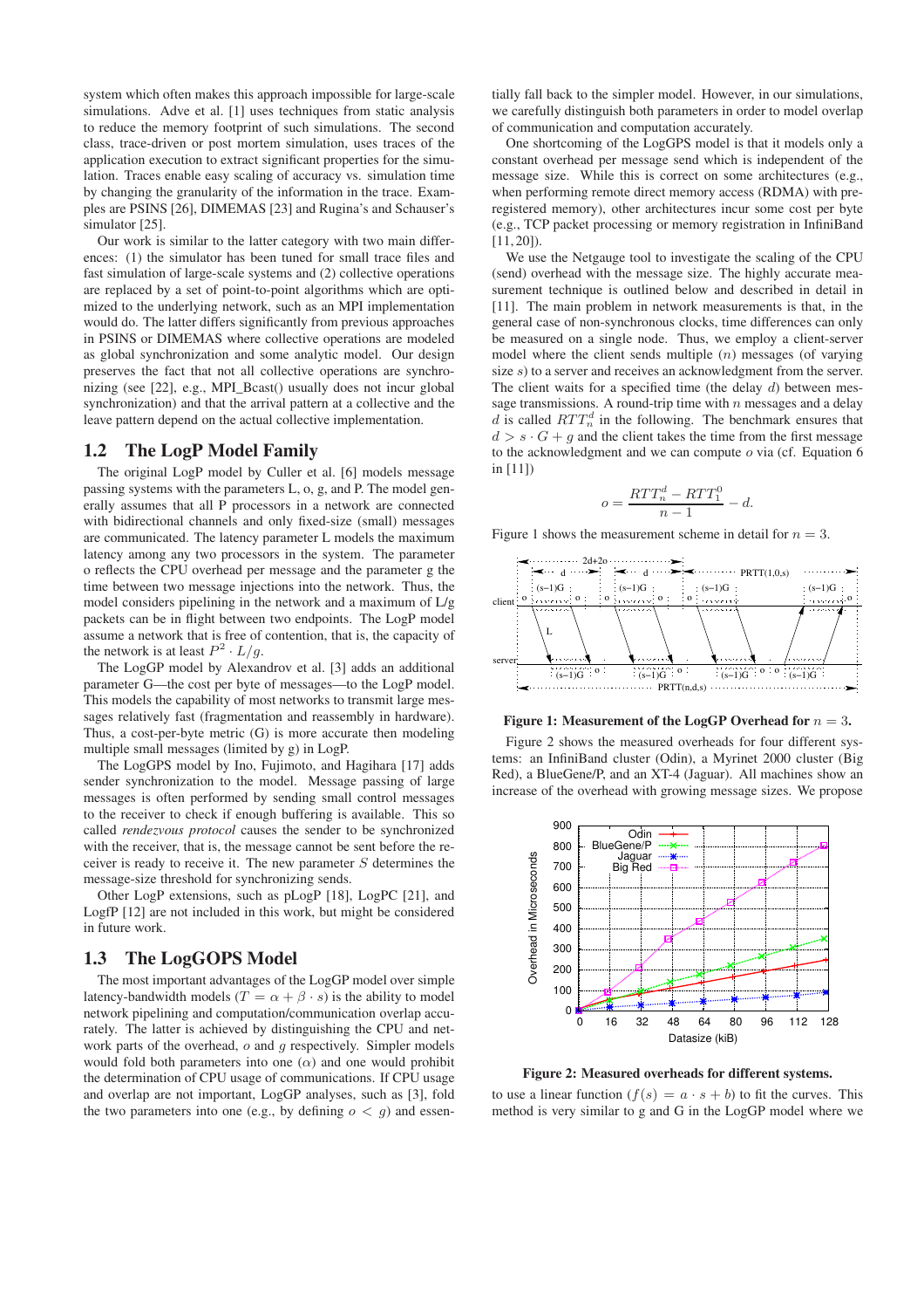system which often makes this approach impossible for large-scale simulations. Adve et al. [1] uses techniques from static analysis to reduce the memory footprint of such simulations. The second class, trace-driven or post mortem simulation, uses traces of the application execution to extract significant properties for the simulation. Traces enable easy scaling of accuracy vs. simulation time by changing the granularity of the information in the trace. Examples are PSINS [26], DIMEMAS [23] and Rugina's and Schauser's simulator [25].

Our work is similar to the latter category with two main differences: (1) the simulator has been tuned for small trace files and fast simulation of large-scale systems and (2) collective operations are replaced by a set of point-to-point algorithms which are optimized to the underlying network, such as an MPI implementation would do. The latter differs significantly from previous approaches in PSINS or DIMEMAS where collective operations are modeled as global synchronization and some analytic model. Our design preserves the fact that not all collective operations are synchronizing (see [22], e.g., MPI_Bcast() usually does not incur global synchronization) and that the arrival pattern at a collective and the leave pattern depend on the actual collective implementation.

## 1.2 The LogP Model Family

The original LogP model by Culler et al. [6] models message passing systems with the parameters L, o, g, and P. The model generally assumes that all P processors in a network are connected with bidirectional channels and only fixed-size (small) messages are communicated. The latency parameter L models the maximum latency among any two processors in the system. The parameter o reflects the CPU overhead per message and the parameter g the time between two message injections into the network. Thus, the model considers pipelining in the network and a maximum of L/g packets can be in flight between two endpoints. The LogP model assume a network that is free of contention, that is, the capacity of the network is at least $P^2 \cdot L/g$.

The LogGP model by Alexandrov et al. [3] adds an additional parameter G—the cost per byte of messages—to the LogP model. This models the capability of most networks to transmit large messages relatively fast (fragmentation and reassembly in hardware). Thus, a cost-per-byte metric (G) is more accurate then modeling multiple small messages (limited by g) in LogP.

The LogGPS model by Ino, Fujimoto, and Hagihara [17] adds sender synchronization to the model. Message passing of large messages is often performed by sending small control messages to the receiver to check if enough buffering is available. This so called *rendezvous protocol* causes the sender to be synchronized with the receiver, that is, the message cannot be sent before the receiver is ready to receive it. The new parameter $S$ determines the message-size threshold for synchronizing sends.

Other LogP extensions, such as pLogP [18], LogPC [21], and LogfP [12] are not included in this work, but might be considered in future work.

## 1.3 The LogGOPS Model

The most important advantages of the LogGP model over simple latency-bandwidth models ($T = \alpha + \beta \cdot s$) is the ability to model network pipelining and computation/communication overlap accurately. The latter is achieved by distinguishing the CPU and network parts of the overhead, $o$ and $g$ respectively. Simpler models would fold both parameters into one ($\alpha$) and one would prohibit the determination of CPU usage of communications. If CPU usage and overlap are not important, LogGP analyses, such as [3], fold the two parameters into one (e.g., by defining $o < g$) and essentially fall back to the simpler model. However, in our simulations, we carefully distinguish both parameters in order to model overlap of communication and computation accurately.

One shortcoming of the LogGP model is that it models only a constant overhead per message send which is independent of the message size. While this is correct on some architectures (e.g., when performing remote direct memory access (RDMA) with preregistered memory), other architectures incur some cost per byte (e.g., TCP packet processing or memory registration in InfiniBand [11, 20]).

We use the Netgauge tool to investigate the scaling of the CPU (send) overhead with the message size. The highly accurate measurement technique is outlined below and described in detail in [11]. The main problem in network measurements is that, in the general case of non-synchronous clocks, time differences can only be measured on a single node. Thus, we employ a client-server model where the client sends multiple ($n$) messages (of varying size $s$) to a server and receives an acknowledgment from the server. The client waits for a specified time (the delay $d$) between message transmissions. A round-trip time with $n$ messages and a delay $d$ is called $RTT_n^d$ in the following. The benchmark ensures that $d > s \cdot G + g$ and the client takes the time from the first message to the acknowledgment and we can compute $o$ via (cf. Equation 6 in [11])

$$o = \frac{RTT_n^d - RTT_1^0}{n-1} - d.$$

Figure 1 shows the measurement scheme in detail for $n = 3$.

**Figure 1: Measurement of the LogGP Overhead for $n = 3$.**

Figure 2 shows the measured overheads for four different systems: an InfiniBand cluster (Odin), a Myrinet 2000 cluster (Big Red), a BlueGene/P, and an XT-4 (Jaguar). All machines show an increase of the overhead with growing message sizes. We propose

**Figure 2: Measured overheads for different systems.**

to use a linear function ($f(s) = a \cdot s + b$) to fit the curves. This method is very similar to g and G in the LogGP model where we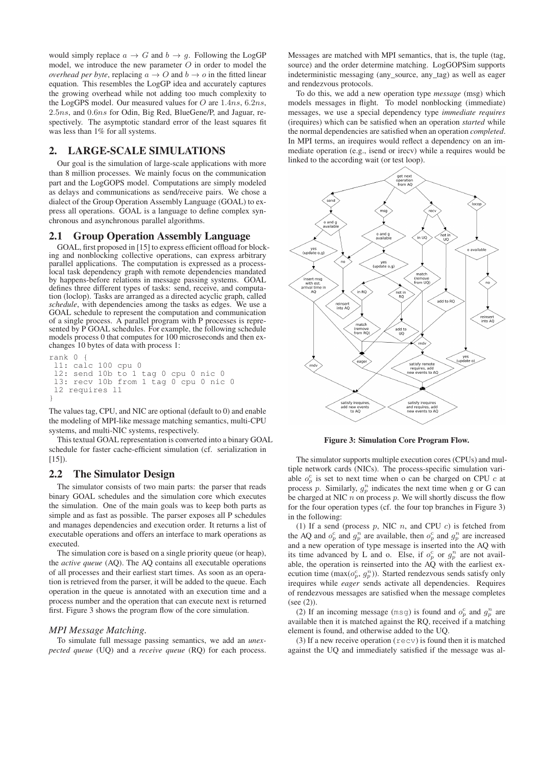would simply replace $a \rightarrow G$ and $b \rightarrow g$. Following the LogGP model, we introduce the new parameter $O$ in order to model the *overhead per byte*, replacing $a \rightarrow O$ and $b \rightarrow o$ in the fitted linear equation. This resembles the LogGP idea and accurately captures the growing overhead while not adding too much complexity to the LogGPS model. Our measured values for $O$ are $1.4ns$, $6.2ns$, $2.5ns$, and $0.6ns$ for Odin, Big Red, BlueGene/P, and Jaguar, respectively. The asymptotic standard error of the least squares fit was less than 1% for all systems.

## 2. LARGE-SCALE SIMULATIONS

Our goal is the simulation of large-scale applications with more than 8 million processes. We mainly focus on the communication part and the LogGOPS model. Computations are simply modeled as delays and communications as send/receive pairs. We chose a dialect of the Group Operation Assembly Language (GOAL) to express all operations. GOAL is a language to define complex synchronous and asynchronous parallel algorithms.

### 2.1 Group Operation Assembly Language

GOAL, first proposed in [15] to express efficient offload for blocking and nonblocking collective operations, can express arbitrary parallel applications. The computation is expressed as a process-local task dependency graph with remote dependencies mandated by happens-before relations in message passing systems. GOAL defines three different types of tasks: send, receive, and computation (loclop). Tasks are arranged as a directed acyclic graph, called *schedule*, with dependencies among the tasks as edges. We use a GOAL schedule to represent the computation and communication of a single process. A parallel program with P processes is represented by P GOAL schedules. For example, the following schedule models process 0 that computes for 100 microseconds and then exchanges 10 bytes of data with process 1:

```
rank 0 {
 l1: calc 100 cpu 0
 l2: send 10b to 1 tag 0 cpu 0 nic 0
 l3: recv 10b from 1 tag 0 cpu 0 nic 0
 l2 requires l1
}
```

The values tag, CPU, and NIC are optional (default to 0) and enable the modeling of MPI-like message matching semantics, multi-CPU systems, and multi-NIC systems, respectively.

This textual GOAL representation is converted into a binary GOAL schedule for faster cache-efficient simulation (cf. serialization in [15]).

### 2.2 The Simulator Design

The simulator consists of two main parts: the parser that reads binary GOAL schedules and the simulation core which executes the simulation. One of the main goals was to keep both parts as simple and as fast as possible. The parser exposes all P schedules and manages dependencies and execution order. It returns a list of executable operations and offers an interface to mark operations as executed.

The simulation core is based on a single priority queue (or heap), the *active queue* (AQ). The AQ contains all executable operations of all processes and their earliest start times. As soon as an operation is retrieved from the parser, it will be added to the queue. Each operation in the queue is annotated with an execution time and a process number and the operation that can execute next is returned first. Figure 3 shows the program flow of the core simulation.

#### *MPI Message Matching.*

To simulate full message passing semantics, we add an *unexpected queue* (UQ) and a *receive queue* (RQ) for each process. Messages are matched with MPI semantics, that is, the tuple (tag, source) and the order determine matching. LogGOPSim supports indeterministic messaging (any_source, any_tag) as well as eager and rendezvous protocols.

To do this, we add a new operation type *message* (msg) which models messages in flight. To model nonblocking (immediate) messages, we use a special dependency type *immediate requires* (irequires) which can be satisfied when an operation *started* while the normal dependencies are satisfied when an operation *completed*. In MPI terms, an irequires would reflect a dependency on an immediate operation (e.g., isend or irecv) while a requires would be linked to the according wait (or test loop).

**Figure 3: Simulation Core Program Flow.**

The simulator supports multiple execution cores (CPUs) and multiple network cards (NICs). The process-specific simulation variable $o_p^c$ is set to next time when o can be charged on CPU $c$ at process $p$. Similarly, $g_p^n$ indicates the next time when g or G can be charged at NIC $n$ on process $p$. We will shortly discuss the flow for the four operation types (cf. the four top branches in Figure 3) in the following:

(1) If a send (process $p$, NIC $n$, and CPU $c$) is fetched from the AQ and $o_p^c$ and $g_p^n$ are available, then $o_p^c$ and $g_p^n$ are increased and a new operation of type message is inserted into the AQ with its time advanced by L and o. Else, if $o_p^c$ or $g_p^n$ are not available, the operation is reinserted into the AQ with the earliest execution time ($\max(o_p^c, g_p^n)$). Started rendezvous sends satisfy only irequires while *eager* sends activate all dependencies. Requires of rendezvous messages are satisfied when the message completes (see (2)).

(2) If an incoming message (`msg`) is found and $o_p^c$ and $g_p^n$ are available then it is matched against the RQ, received if a matching element is found, and otherwise added to the UQ.

(3) If a new receive operation (`recv`) is found then it is matched against the UQ and immediately satisfied if the message was al-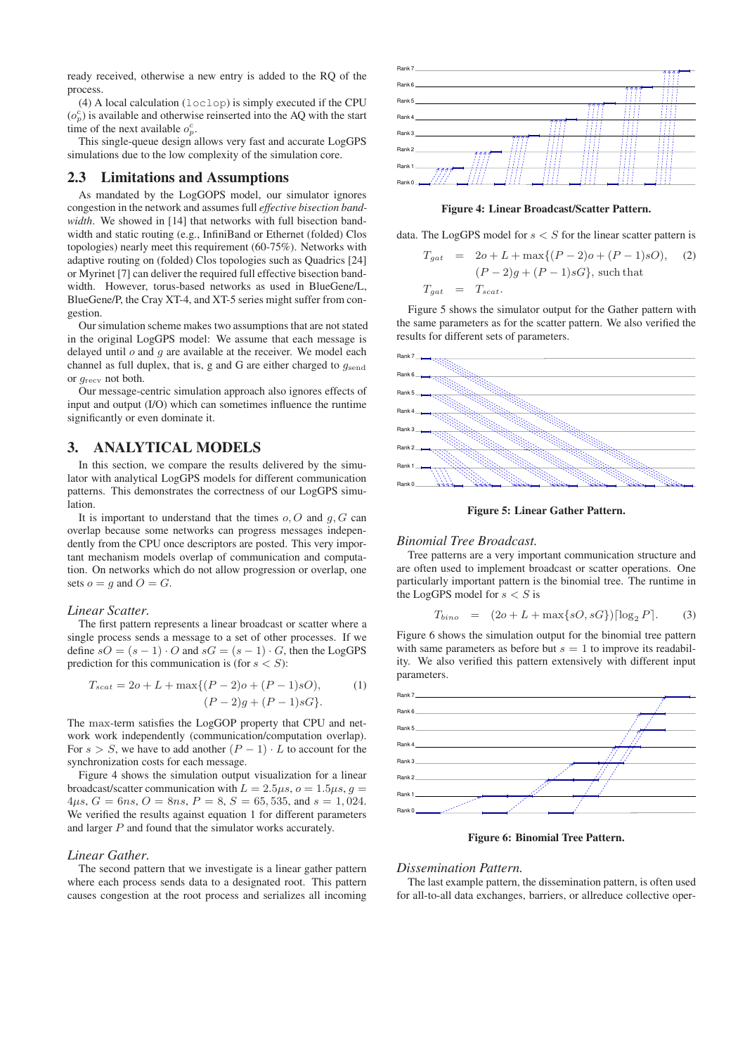ready received, otherwise a new entry is added to the RQ of the process.

(4) A local calculation (`loclop`) is simply executed if the CPU ($o_p^c$) is available and otherwise reinserted into the AQ with the start time of the next available $o_p^c$.

This single-queue design allows very fast and accurate LogGPS simulations due to the low complexity of the simulation core.

## 2.3 Limitations and Assumptions

As mandated by the LogGOPS model, our simulator ignores congestion in the network and assumes full *effective bisection bandwidth*. We showed in [14] that networks with full bisection bandwidth and static routing (e.g., InfiniBand or Ethernet (folded) Clos topologies) nearly meet this requirement (60-75%). Networks with adaptive routing on (folded) Clos topologies such as Quadrics [24] or Myrinet [7] can deliver the required full effective bisection bandwidth. However, torus-based networks as used in BlueGene/L, BlueGene/P, the Cray XT-4, and XT-5 series might suffer from congestion.

Our simulation scheme makes two assumptions that are not stated in the original LogGPS model: We assume that each message is delayed until $o$ and $g$ are available at the receiver. We model each channel as full duplex, that is, g and G are either charged to $g_{\mathrm{send}}$ or $g_{\mathrm{recv}}$ not both.

Our message-centric simulation approach also ignores effects of input and output (I/O) which can sometimes influence the runtime significantly or even dominate it.

# 3. ANALYTICAL MODELS

In this section, we compare the results delivered by the simulator with analytical LogGPS models for different communication patterns. This demonstrates the correctness of our LogGPS simulation.

It is important to understand that the times $o, O$ and $g, G$ can overlap because some networks can progress messages independently from the CPU once descriptors are posted. This very important mechanism models overlap of communication and computation. On networks which do not allow progression or overlap, one sets $o = g$ and $O = G$.

### *Linear Scatter.*

The first pattern represents a linear broadcast or scatter where a single process sends a message to a set of other processes. If we define $sO = (s-1) \cdot O$ and $sG = (s-1) \cdot G$, then the LogGPS prediction for this communication is (for $s < S$):

$$T_{scat} = 2o + L + \max\{(P-2)o + (P-1)sO), \quad (P-2)g + (P-1)sG\}. \tag{1}$$

The max-term satisfies the LogGOP property that CPU and network work independently (communication/computation overlap). For $s > S$, we have to add another $(P-1) \cdot L$ to account for the synchronization costs for each message.

Figure 4 shows the simulation output visualization for a linear broadcast/scatter communication with $L = 2.5\mu s$, $o = 1.5\mu s$, $g = 4\mu s$, $G = 6ns$, $O = 8ns$, $P = 8$, $S = 65,535$, and $s = 1,024$. We verified the results against equation 1 for different parameters and larger $P$ and found that the simulator works accurately.

### *Linear Gather.*

The second pattern that we investigate is a linear gather pattern where each process sends data to a designated root. This pattern causes congestion at the root process and serializes all incoming data. The LogGPS model for $s < S$ for the linear scatter pattern is

$$\begin{aligned} T_{gat} &= 2o + L + \max\{(P-2)o + (P-1)sO), \quad (2)\\ &\quad (P-2)g + (P-1)sG\}, \text{ such that} \\ T_{gat} &= T_{scat}. \end{aligned}$$

**Figure 4: Linear Broadcast/Scatter Pattern.**

Figure 5 shows the simulator output for the Gather pattern with the same parameters as for the scatter pattern. We also verified the results for different sets of parameters.

**Figure 5: Linear Gather Pattern.**

### *Binomial Tree Broadcast.*

Tree patterns are a very important communication structure and are often used to implement broadcast or scatter operations. One particularly important pattern is the binomial tree. The runtime in the LogGPS model for $s < S$ is

$$T_{bino} = (2o + L + \max\{sO, sG\})\lceil \log_2 P \rceil. \tag{3}$$

Figure 6 shows the simulation output for the binomial tree pattern with same parameters as before but $s = 1$ to improve its readability. We also verified this pattern extensively with different input parameters.

**Figure 6: Binomial Tree Pattern.**

### *Dissemination Pattern.*

The last example pattern, the dissemination pattern, is often used for all-to-all data exchanges, barriers, or allreduce collective oper-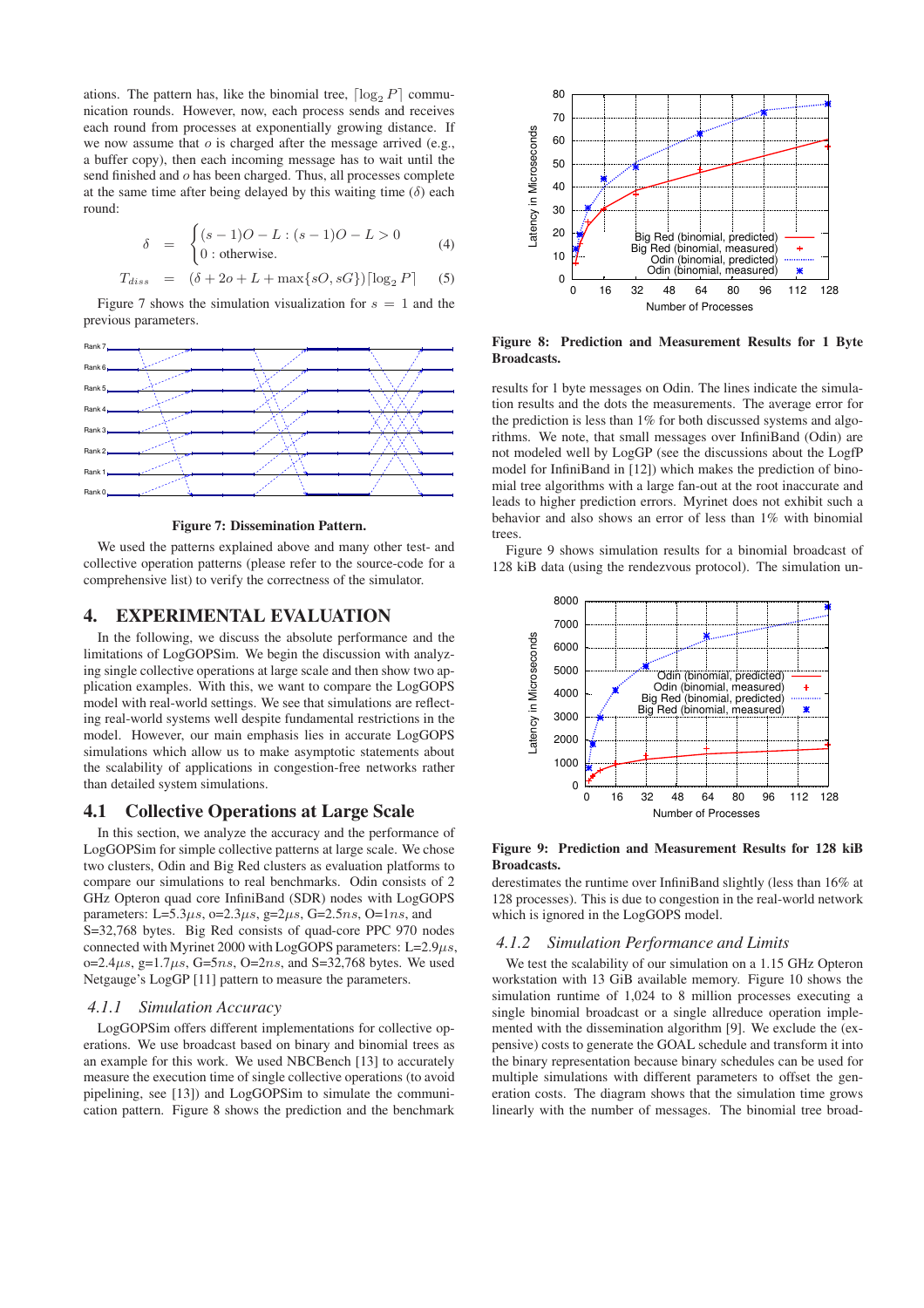ations. The pattern has, like the binomial tree, $\lceil \log_2 P \rceil$ communication rounds. However, now, each process sends and receives each round from processes at exponentially growing distance. If we now assume that $o$ is charged after the message arrived (e.g., a buffer copy), then each incoming message has to wait until the send finished and $o$ has been charged. Thus, all processes complete at the same time after being delayed by this waiting time ($\delta$) each round:

$$\delta = \begin{cases} (s-1)O - L : (s-1)O - L > 0 \\ 0 : \text{otherwise.} \end{cases} \quad (4)$$

$$T_{diss} = (\delta + 2o + L + \max\{sO, sG\}) \lceil \log_2 P \rceil \quad (5)$$

Figure 7 shows the simulation visualization for $s = 1$ and the previous parameters.

**Figure 7: Dissemination Pattern.**

We used the patterns explained above and many other test- and collective operation patterns (please refer to the source-code for a comprehensive list) to verify the correctness of the simulator.

# 4. EXPERIMENTAL EVALUATION

In the following, we discuss the absolute performance and the limitations of LogGOPSim. We begin the discussion with analyzing single collective operations at large scale and then show two application examples. With this, we want to compare the LogGOPS model with real-world settings. We see that simulations are reflecting real-world systems well despite fundamental restrictions in the model. However, our main emphasis lies in accurate LogGOPS simulations which allow us to make asymptotic statements about the scalability of applications in congestion-free networks rather than detailed system simulations.

## 4.1 Collective Operations at Large Scale

In this section, we analyze the accuracy and the performance of LogGOPSim for simple collective patterns at large scale. We chose two clusters, Odin and Big Red clusters as evaluation platforms to compare our simulations to real benchmarks. Odin consists of 2 GHz Opteron quad core InfiniBand (SDR) nodes with LogGOPS parameters: L=5.3$\mu s$, o=2.3$\mu s$, g=2$\mu s$, G=2.5$ns$, O=1$ns$, and S=32,768 bytes. Big Red consists of quad-core PPC 970 nodes connected with Myrinet 2000 with LogGOPS parameters: L=2.9$\mu s$, o=2.4$\mu s$, g=1.7$\mu s$, G=5$ns$, O=2$ns$, and S=32,768 bytes. We used Netgauge's LogGP [11] to measure the parameters.

### 4.1.1 Simulation Accuracy

LogGOPSim offers different implementations for collective operations. We use broadcast based on binary and binomial trees as an example for this work. We used NBCBench [13] to accurately measure the execution time of single collective operations (to avoid pipelining, see [13]) and LogGOPSim to simulate the communication pattern. Figure 8 shows the prediction and the benchmark

**Figure 8: Prediction and Measurement Results for 1 Byte Broadcasts.**

results for 1 byte messages on Odin. The lines indicate the simulation results and the dots the measurements. The average error for the prediction is less than 1% for both discussed systems and algorithms. We note, that small messages over InfiniBand (Odin) are not modeled well by LogGP (see the discussions about the LogfP model for InfiniBand in [12]) which makes the prediction of binomial tree algorithms with a large fan-out at the root inaccurate and leads to higher prediction errors. Myrinet does not exhibit such a behavior and also shows an error of less than 1% with binomial trees.

Figure 9 shows simulation results for a binomial broadcast of 128 kiB data (using the rendezvous protocol). The simulation underestimates the runtime over InfiniBand slightly (less than 16% at 128 processes). This is due to congestion in the real-world network which is ignored in the LogGOPS model.

**Figure 9: Prediction and Measurement Results for 128 kiB Broadcasts.**

### 4.1.2 Simulation Performance and Limits

We test the scalability of our simulation on a 1.15 GHz Opteron workstation with 13 GiB available memory. Figure 10 shows the simulation runtime of 1,024 to 8 million processes executing a single binomial broadcast or a single allreduce operation implemented with the dissemination algorithm [9]. We exclude the (expensive) costs to generate the GOAL schedule and transform it into the binary representation because binary schedules can be used for multiple simulations with different parameters to offset the generation costs. The diagram shows that the simulation time grows linearly with the number of messages. The binomial tree broad-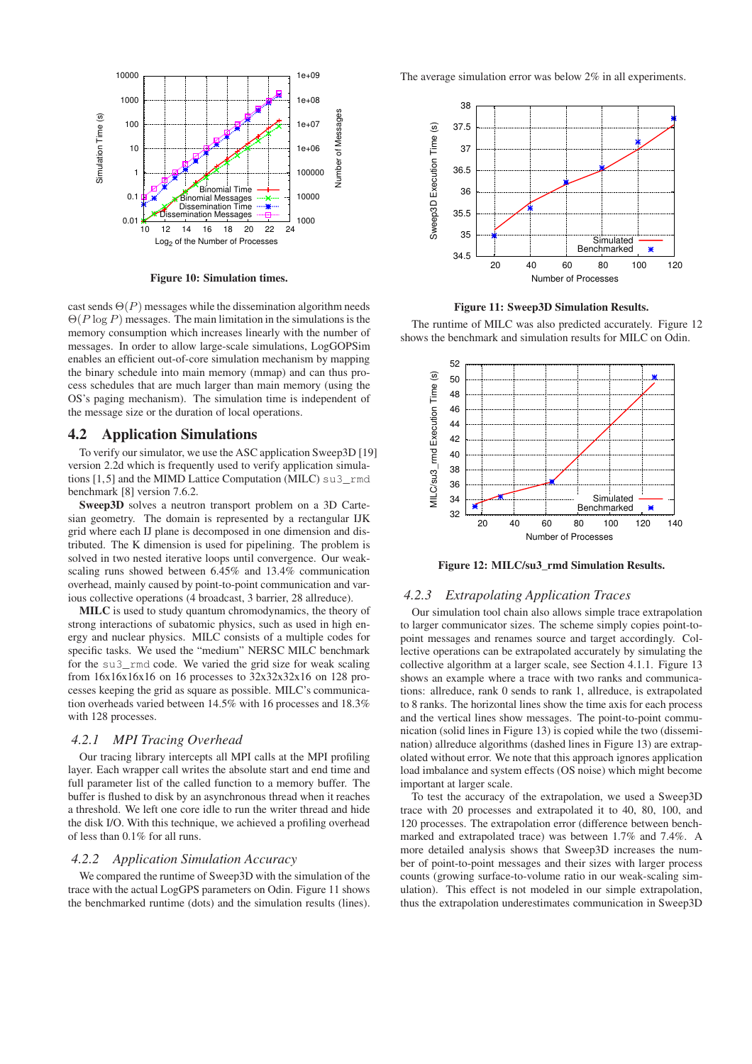Figure 10: Simulation times.

cast sends $\Theta(P)$ messages while the dissemination algorithm needs $\Theta(P \log P)$ messages. The main limitation in the simulations is the memory consumption which increases linearly with the number of messages. In order to allow large-scale simulations, LogGOPSim enables an efficient out-of-core simulation mechanism by mapping the binary schedule into main memory (mmap) and can thus process schedules that are much larger than main memory (using the OS's paging mechanism). The simulation time is independent of the message size or the duration of local operations.

## 4.2 Application Simulations

To verify our simulator, we use the ASC application Sweep3D [19] version 2.2d which is frequently used to verify application simulations [1,5] and the MIMD Lattice Computation (MILC) su3_rmd benchmark [8] version 7.6.2.

**Sweep3D** solves a neutron transport problem on a 3D Cartesian geometry. The domain is represented by a rectangular IJK grid where each IJ plane is decomposed in one dimension and distributed. The K dimension is used for pipelining. The problem is solved in two nested iterative loops until convergence. Our weak-scaling runs showed between 6.45% and 13.4% communication overhead, mainly caused by point-to-point communication and various collective operations (4 broadcast, 3 barrier, 28 allreduce).

**MILC** is used to study quantum chromodynamics, the theory of strong interactions of subatomic physics, such as used in high energy and nuclear physics. MILC consists of a multiple codes for specific tasks. We used the "medium" NERSC MILC benchmark for the su3_rmd code. We varied the grid size for weak scaling from 16x16x16x16 on 16 processes to 32x32x32x16 on 128 processes keeping the grid as square as possible. MILC's communication overheads varied between 14.5% with 16 processes and 18.3% with 128 processes.

### 4.2.1 MPI Tracing Overhead

Our tracing library intercepts all MPI calls at the MPI profiling layer. Each wrapper call writes the absolute start and end time and full parameter list of the called function to a memory buffer. The buffer is flushed to disk by an asynchronous thread when it reaches a threshold. We left one core idle to run the writer thread and hide the disk I/O. With this technique, we achieved a profiling overhead of less than 0.1% for all runs.

### 4.2.2 Application Simulation Accuracy

We compared the runtime of Sweep3D with the simulation of the trace with the actual LogGPS parameters on Odin. Figure 11 shows the benchmarked runtime (dots) and the simulation results (lines). The average simulation error was below 2% in all experiments.

Figure 11: Sweep3D Simulation Results.

The runtime of MILC was also predicted accurately. Figure 12 shows the benchmark and simulation results for MILC on Odin.

Figure 12: MILC/su3_rmd Simulation Results.

### 4.2.3 Extrapolating Application Traces

Our simulation tool chain also allows simple trace extrapolation to larger communicator sizes. The scheme simply copies point-to-point messages and renames source and target accordingly. Collective operations can be extrapolated accurately by simulating the collective algorithm at a larger scale, see Section 4.1.1. Figure 13 shows an example where a trace with two ranks and communications: allreduce, rank 0 sends to rank 1, allreduce, is extrapolated to 8 ranks. The horizontal lines show the time axis for each process and the vertical lines show messages. The point-to-point communication (solid lines in Figure 13) is copied while the two (dissemination) allreduce algorithms (dashed lines in Figure 13) are extrapolated without error. We note that this approach ignores application load imbalance and system effects (OS noise) which might become important at larger scale.

To test the accuracy of the extrapolation, we used a Sweep3D trace with 20 processes and extrapolated it to 40, 80, 100, and 120 processes. The extrapolation error (difference between benchmarked and extrapolated trace) was between 1.7% and 7.4%. A more detailed analysis shows that Sweep3D increases the number of point-to-point messages and their sizes with larger process counts (growing surface-to-volume ratio in our weak-scaling simulation). This effect is not modeled in our simple extrapolation, thus the extrapolation underestimates communication in Sweep3D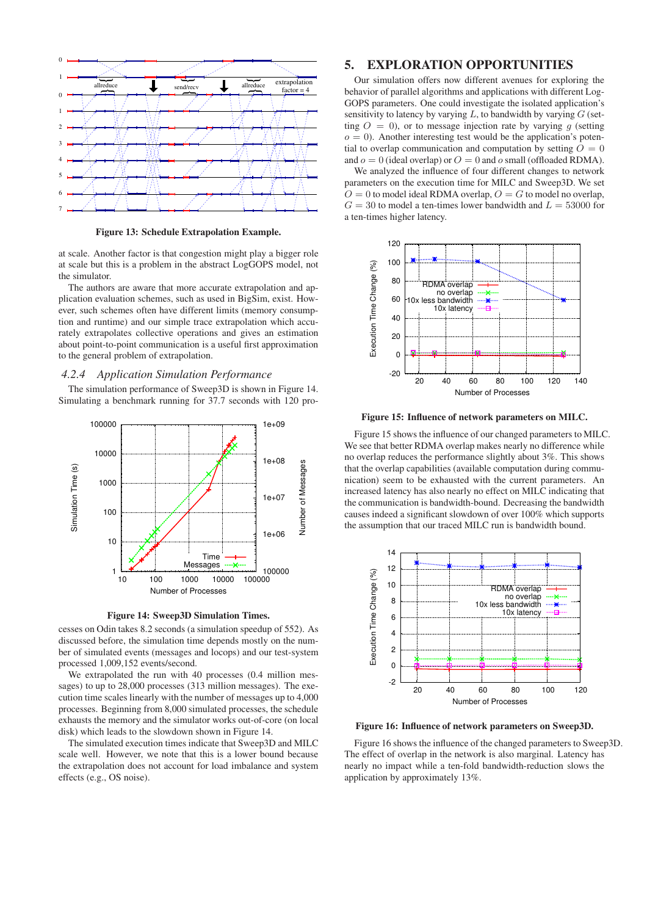Figure 13: Schedule Extrapolation Example.

at scale. Another factor is that congestion might play a bigger role at scale but this is a problem in the abstract LogGOPS model, not the simulator.

The authors are aware that more accurate extrapolation and application evaluation schemes, such as used in BigSim, exist. However, such schemes often have different limits (memory consumption and runtime) and our simple trace extrapolation which accurately extrapolates collective operations and gives an estimation about point-to-point communication is a useful first approximation to the general problem of extrapolation.

### 4.2.4 *Application Simulation Performance*

The simulation performance of Sweep3D is shown in Figure 14. Simulating a benchmark running for 37.7 seconds with 120 processes on Odin takes 8.2 seconds (a simulation speedup of 552). As discussed before, the simulation time depends mostly on the number of simulated events (messages and locops) and our test-system processed 1,009,152 events/second.

Figure 14: Sweep3D Simulation Times.

We extrapolated the run with 40 processes (0.4 million messages) to up to 28,000 processes (313 million messages). The execution time scales linearly with the number of messages up to 4,000 processes. Beginning from 8,000 simulated processes, the schedule exhausts the memory and the simulator works out-of-core (on local disk) which leads to the slowdown shown in Figure 14.

The simulated execution times indicate that Sweep3D and MILC scale well. However, we note that this is a lower bound because the extrapolation does not account for load imbalance and system effects (e.g., OS noise).

## 5. EXPLORATION OPPORTUNITIES

Our simulation offers now different avenues for exploring the behavior of parallel algorithms and applications with different LogGOPS parameters. One could investigate the isolated application's sensitivity to latency by varying $L$, to bandwidth by varying $G$ (setting $O = 0$), or to message injection rate by varying $g$ (setting $o = 0$). Another interesting test would be the application's potential to overlap communication and computation by setting $O = 0$ and $o = 0$ (ideal overlap) or $O = 0$ and $o$ small (offloaded RDMA).

We analyzed the influence of four different changes to network parameters on the execution time for MILC and Sweep3D. We set $O = 0$ to model ideal RDMA overlap, $O = G$ to model no overlap, $G = 30$ to model a ten-times lower bandwidth and $L = 53000$ for a ten-times higher latency.

Figure 15: Influence of network parameters on MILC.

Figure 15 shows the influence of our changed parameters to MILC. We see that better RDMA overlap makes nearly no difference while no overlap reduces the performance slightly about 3%. This shows that the overlap capabilities (available computation during communication) seem to be exhausted with the current parameters. An increased latency has also nearly no effect on MILC indicating that the communication is bandwidth-bound. Decreasing the bandwidth causes indeed a significant slowdown of over 100% which supports the assumption that our traced MILC run is bandwidth bound.

Figure 16: Influence of network parameters on Sweep3D.

Figure 16 shows the influence of the changed parameters to Sweep3D. The effect of overlap in the network is also marginal. Latency has nearly no impact while a ten-fold bandwidth-reduction slows the application by approximately 13%.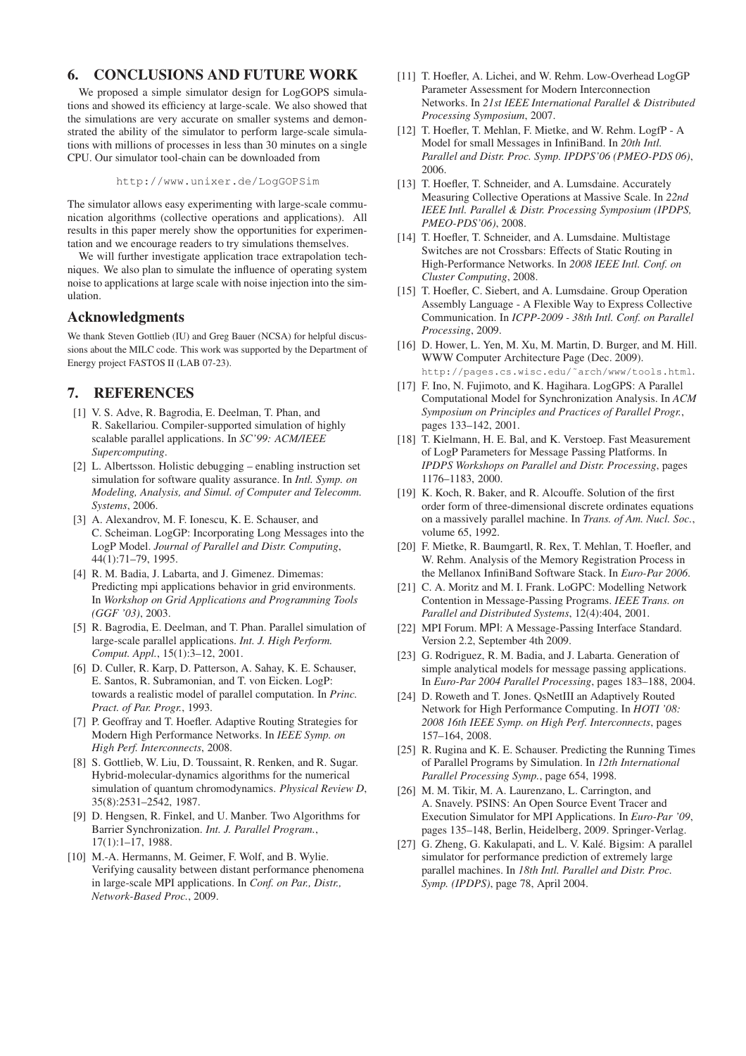## 6. CONCLUSIONS AND FUTURE WORK

We proposed a simple simulator design for LogGOPS simulations and showed its efficiency at large-scale. We also showed that the simulations are very accurate on smaller systems and demonstrated the ability of the simulator to perform large-scale simulations with millions of processes in less than 30 minutes on a single CPU. Our simulator tool-chain can be downloaded from

http://www.unixer.de/LogGOPSim

The simulator allows easy experimenting with large-scale communication algorithms (collective operations and applications). All results in this paper merely show the opportunities for experimentation and we encourage readers to try simulations themselves.

We will further investigate application trace extrapolation techniques. We also plan to simulate the influence of operating system noise to applications at large scale with noise injection into the simulation.

### Acknowledgments

We thank Steven Gottlieb (IU) and Greg Bauer (NCSA) for helpful discussions about the MILC code. This work was supported by the Department of Energy project FASTOS II (LAB 07-23).

## 7. REFERENCES

[1] V. S. Adve, R. Bagrodia, E. Deelman, T. Phan, and R. Sakellariou. Compiler-supported simulation of highly scalable parallel applications. In *SC'99: ACM/IEEE Supercomputing*.

[2] L. Albertsson. Holistic debugging – enabling instruction set simulation for software quality assurance. In *Intl. Symp. on Modeling, Analysis, and Simul. of Computer and Telecomm. Systems*, 2006.

[3] A. Alexandrov, M. F. Ionescu, K. E. Schauser, and C. Scheiman. LogGP: Incorporating Long Messages into the LogP Model. *Journal of Parallel and Distr. Computing*, 44(1):71–79, 1995.

[4] R. M. Badia, J. Labarta, and J. Gimenez. Dimemas: Predicting mpi applications behavior in grid environments. In *Workshop on Grid Applications and Programming Tools (GGF '03)*, 2003.

[5] R. Bagrodia, E. Deelman, and T. Phan. Parallel simulation of large-scale parallel applications. *Int. J. High Perform. Comput. Appl.*, 15(1):3–12, 2001.

[6] D. Culler, R. Karp, D. Patterson, A. Sahay, K. E. Schauser, E. Santos, R. Subramonian, and T. von Eicken. LogP: towards a realistic model of parallel computation. In *Princ. Pract. of Par. Progr.*, 1993.

[7] P. Geoffray and T. Hoefler. Adaptive Routing Strategies for Modern High Performance Networks. In *IEEE Symp. on High Perf. Interconnects*, 2008.

[8] S. Gottlieb, W. Liu, D. Toussaint, R. Renken, and R. Sugar. Hybrid-molecular-dynamics algorithms for the numerical simulation of quantum chromodynamics. *Physical Review D*, 35(8):2531–2542, 1987.

[9] D. Hengsen, R. Finkel, and U. Manber. Two Algorithms for Barrier Synchronization. *Int. J. Parallel Program.*, 17(1):1–17, 1988.

[10] M.-A. Hermanns, M. Geimer, F. Wolf, and B. Wylie. Verifying causality between distant performance phenomena in large-scale MPI applications. In *Conf. on Par., Distr., Network-Based Proc.*, 2009.

[11] T. Hoefler, A. Lichei, and W. Rehm. Low-Overhead LogGP Parameter Assessment for Modern Interconnection Networks. In *21st IEEE International Parallel & Distributed Processing Symposium*, 2007.

[12] T. Hoefler, T. Mehlan, F. Mietke, and W. Rehm. LogfP - A Model for small Messages in InfiniBand. In *20th Intl. Parallel and Distr. Proc. Symp. IPDPS'06 (PMEO-PDS 06)*, 2006.

[13] T. Hoefler, T. Schneider, and A. Lumsdaine. Accurately Measuring Collective Operations at Massive Scale. In *22nd IEEE Intl. Parallel & Distr. Processing Symposium (IPDPS, PMEO-PDS'06)*, 2008.

[14] T. Hoefler, T. Schneider, and A. Lumsdaine. Multistage Switches are not Crossbars: Effects of Static Routing in High-Performance Networks. In *2008 IEEE Intl. Conf. on Cluster Computing*, 2008.

[15] T. Hoefler, C. Siebert, and A. Lumsdaine. Group Operation Assembly Language - A Flexible Way to Express Collective Communication. In *ICPP-2009 - 38th Intl. Conf. on Parallel Processing*, 2009.

[16] D. Hower, L. Yen, M. Xu, M. Martin, D. Burger, and M. Hill. WWW Computer Architecture Page (Dec. 2009). http://pages.cs.wisc.edu/~arch/www/tools.html.

[17] F. Ino, N. Fujimoto, and K. Hagihara. LogGPS: A Parallel Computational Model for Synchronization Analysis. In *ACM Symposium on Principles and Practices of Parallel Progr.*, pages 133–142, 2001.

[18] T. Kielmann, H. E. Bal, and K. Verstoep. Fast Measurement of LogP Parameters for Message Passing Platforms. In *IPDPS Workshops on Parallel and Distr. Processing*, pages 1176–1183, 2000.

[19] K. Koch, R. Baker, and R. Alcouffe. Solution of the first order form of three-dimensional discrete ordinates equations on a massively parallel machine. In *Trans. of Am. Nucl. Soc.*, volume 65, 1992.

[20] F. Mietke, R. Baumgartl, R. Rex, T. Mehlan, T. Hoefler, and W. Rehm. Analysis of the Memory Registration Process in the Mellanox InfiniBand Software Stack. In *Euro-Par 2006*.

[21] C. A. Moritz and M. I. Frank. LoGPC: Modelling Network Contention in Message-Passing Programs. *IEEE Trans. on Parallel and Distributed Systems*, 12(4):404, 2001.

[22] MPI Forum. MPI: A Message-Passing Interface Standard. Version 2.2, September 4th 2009.

[23] G. Rodriguez, R. M. Badia, and J. Labarta. Generation of simple analytical models for message passing applications. In *Euro-Par 2004 Parallel Processing*, pages 183–188, 2004.

[24] D. Roweth and T. Jones. QsNetIII an Adaptively Routed Network for High Performance Computing. In *HOTI '08: 2008 16th IEEE Symp. on High Perf. Interconnects*, pages 157–164, 2008.

[25] R. Rugina and K. E. Schauser. Predicting the Running Times of Parallel Programs by Simulation. In *12th International Parallel Processing Symp.*, page 654, 1998.

[26] M. M. Tikir, M. A. Laurenzano, L. Carrington, and A. Snavely. PSINS: An Open Source Event Tracer and Execution Simulator for MPI Applications. In *Euro-Par '09*, pages 135–148, Berlin, Heidelberg, 2009. Springer-Verlag.

[27] G. Zheng, G. Kakulapati, and L. V. Kalé. Bigsim: A parallel simulator for performance prediction of extremely large parallel machines. In *18th Intl. Parallel and Distr. Proc. Symp. (IPDPS)*, page 78, April 2004.